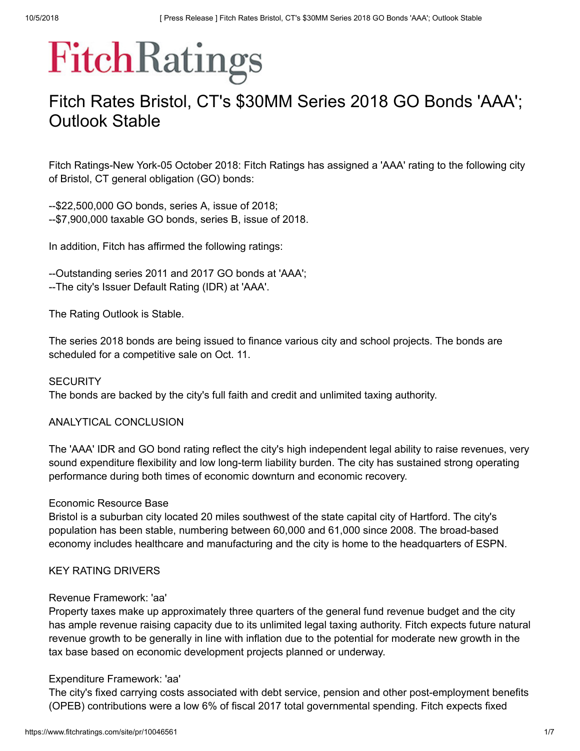# FitchRatings

# Fitch Rates Bristol, CT's $30MM Series 2018 GO Bonds 'AAA'; Outlook Stable

Fitch Ratings-New York-05 October 2018: Fitch Ratings has assigned a 'AAA' rating to the following city of Bristol, CT general obligation (GO) bonds:

--$22,500,000 GO bonds, series A, issue of 2018;
--$7,900,000 taxable GO bonds, series B, issue of 2018.

In addition, Fitch has affirmed the following ratings:

--Outstanding series 2011 and 2017 GO bonds at 'AAA';
--The city's Issuer Default Rating (IDR) at 'AAA'.

The Rating Outlook is Stable.

The series 2018 bonds are being issued to finance various city and school projects. The bonds are scheduled for a competitive sale on Oct. 11.

SECURITY
The bonds are backed by the city's full faith and credit and unlimited taxing authority.

ANALYTICAL CONCLUSION

The 'AAA' IDR and GO bond rating reflect the city's high independent legal ability to raise revenues, very sound expenditure flexibility and low long-term liability burden. The city has sustained strong operating performance during both times of economic downturn and economic recovery.

Economic Resource Base
Bristol is a suburban city located 20 miles southwest of the state capital city of Hartford. The city's population has been stable, numbering between 60,000 and 61,000 since 2008. The broad-based economy includes healthcare and manufacturing and the city is home to the headquarters of ESPN.

KEY RATING DRIVERS

Revenue Framework: 'aa'
Property taxes make up approximately three quarters of the general fund revenue budget and the city has ample revenue raising capacity due to its unlimited legal taxing authority. Fitch expects future natural revenue growth to be generally in line with inflation due to the potential for moderate new growth in the tax base based on economic development projects planned or underway.

Expenditure Framework: 'aa'
The city's fixed carrying costs associated with debt service, pension and other post-employment benefits (OPEB) contributions were a low 6% of fiscal 2017 total governmental spending. Fitch expects fixed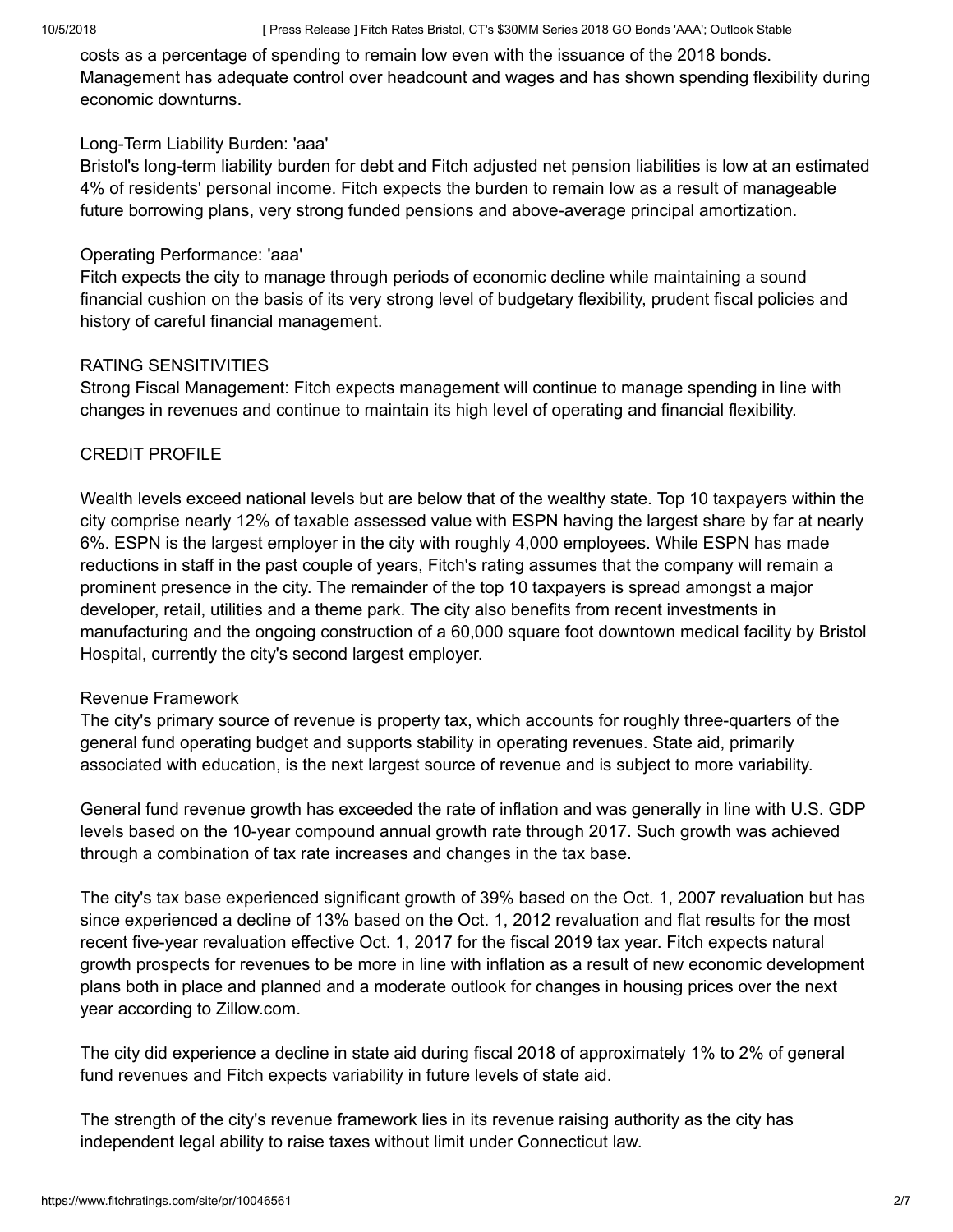costs as a percentage of spending to remain low even with the issuance of the 2018 bonds. Management has adequate control over headcount and wages and has shown spending flexibility during economic downturns.

Long-Term Liability Burden: 'aaa'
Bristol's long-term liability burden for debt and Fitch adjusted net pension liabilities is low at an estimated 4% of residents' personal income. Fitch expects the burden to remain low as a result of manageable future borrowing plans, very strong funded pensions and above-average principal amortization.

Operating Performance: 'aaa'
Fitch expects the city to manage through periods of economic decline while maintaining a sound financial cushion on the basis of its very strong level of budgetary flexibility, prudent fiscal policies and history of careful financial management.

RATING SENSITIVITIES
Strong Fiscal Management: Fitch expects management will continue to manage spending in line with changes in revenues and continue to maintain its high level of operating and financial flexibility.

CREDIT PROFILE

Wealth levels exceed national levels but are below that of the wealthy state. Top 10 taxpayers within the city comprise nearly 12% of taxable assessed value with ESPN having the largest share by far at nearly 6%. ESPN is the largest employer in the city with roughly 4,000 employees. While ESPN has made reductions in staff in the past couple of years, Fitch's rating assumes that the company will remain a prominent presence in the city. The remainder of the top 10 taxpayers is spread amongst a major developer, retail, utilities and a theme park. The city also benefits from recent investments in manufacturing and the ongoing construction of a 60,000 square foot downtown medical facility by Bristol Hospital, currently the city's second largest employer.

Revenue Framework
The city's primary source of revenue is property tax, which accounts for roughly three-quarters of the general fund operating budget and supports stability in operating revenues. State aid, primarily associated with education, is the next largest source of revenue and is subject to more variability.

General fund revenue growth has exceeded the rate of inflation and was generally in line with U.S. GDP levels based on the 10-year compound annual growth rate through 2017. Such growth was achieved through a combination of tax rate increases and changes in the tax base.

The city's tax base experienced significant growth of 39% based on the Oct. 1, 2007 revaluation but has since experienced a decline of 13% based on the Oct. 1, 2012 revaluation and flat results for the most recent five-year revaluation effective Oct. 1, 2017 for the fiscal 2019 tax year. Fitch expects natural growth prospects for revenues to be more in line with inflation as a result of new economic development plans both in place and planned and a moderate outlook for changes in housing prices over the next year according to Zillow.com.

The city did experience a decline in state aid during fiscal 2018 of approximately 1% to 2% of general fund revenues and Fitch expects variability in future levels of state aid.

The strength of the city's revenue framework lies in its revenue raising authority as the city has independent legal ability to raise taxes without limit under Connecticut law.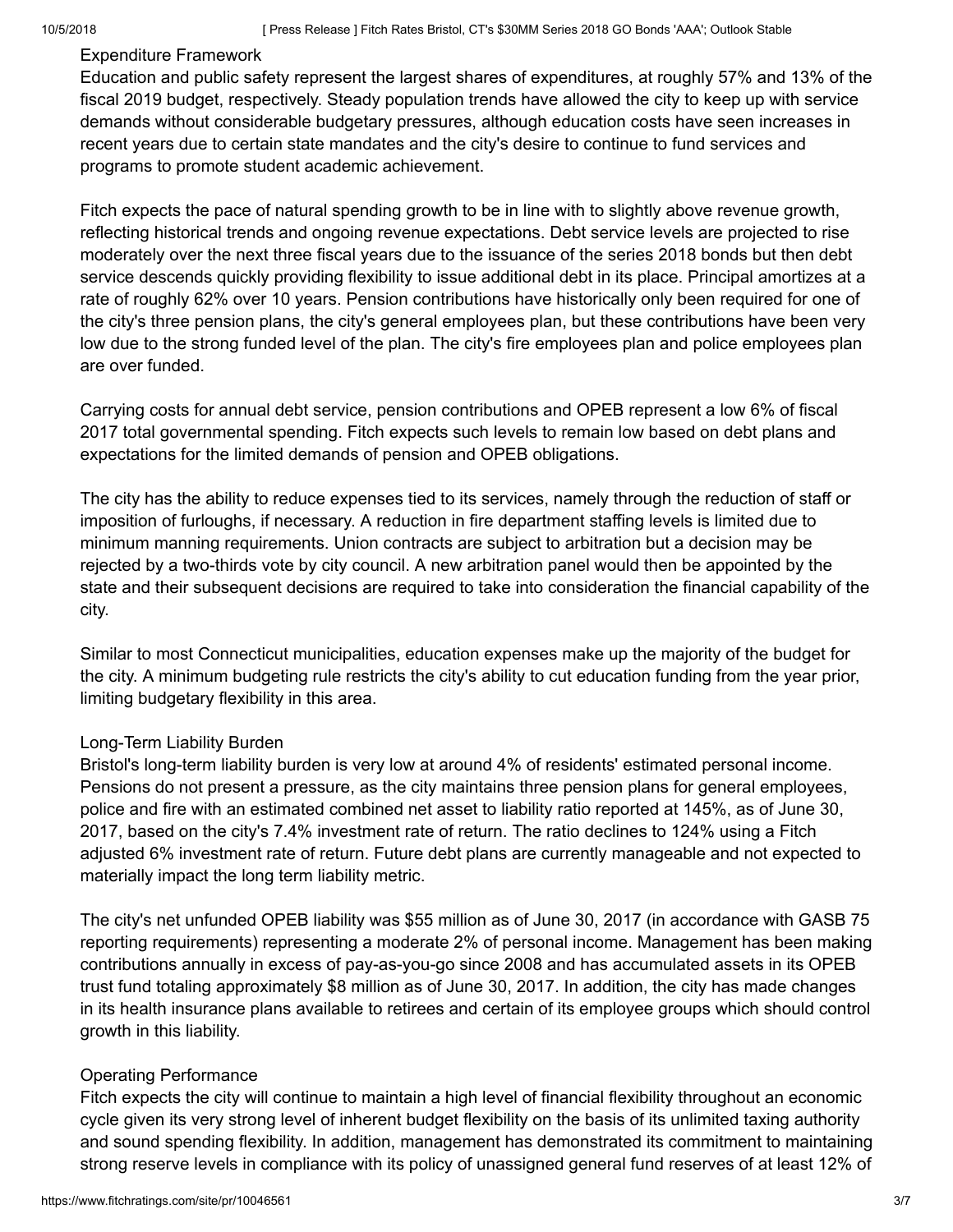### Expenditure Framework

Education and public safety represent the largest shares of expenditures, at roughly 57% and 13% of the fiscal 2019 budget, respectively. Steady population trends have allowed the city to keep up with service demands without considerable budgetary pressures, although education costs have seen increases in recent years due to certain state mandates and the city's desire to continue to fund services and programs to promote student academic achievement.

Fitch expects the pace of natural spending growth to be in line with to slightly above revenue growth, reflecting historical trends and ongoing revenue expectations. Debt service levels are projected to rise moderately over the next three fiscal years due to the issuance of the series 2018 bonds but then debt service descends quickly providing flexibility to issue additional debt in its place. Principal amortizes at a rate of roughly 62% over 10 years. Pension contributions have historically only been required for one of the city's three pension plans, the city's general employees plan, but these contributions have been very low due to the strong funded level of the plan. The city's fire employees plan and police employees plan are over funded.

Carrying costs for annual debt service, pension contributions and OPEB represent a low 6% of fiscal 2017 total governmental spending. Fitch expects such levels to remain low based on debt plans and expectations for the limited demands of pension and OPEB obligations.

The city has the ability to reduce expenses tied to its services, namely through the reduction of staff or imposition of furloughs, if necessary. A reduction in fire department staffing levels is limited due to minimum manning requirements. Union contracts are subject to arbitration but a decision may be rejected by a two-thirds vote by city council. A new arbitration panel would then be appointed by the state and their subsequent decisions are required to take into consideration the financial capability of the city.

Similar to most Connecticut municipalities, education expenses make up the majority of the budget for the city. A minimum budgeting rule restricts the city's ability to cut education funding from the year prior, limiting budgetary flexibility in this area.

### Long-Term Liability Burden

Bristol's long-term liability burden is very low at around 4% of residents' estimated personal income. Pensions do not present a pressure, as the city maintains three pension plans for general employees, police and fire with an estimated combined net asset to liability ratio reported at 145%, as of June 30, 2017, based on the city's 7.4% investment rate of return. The ratio declines to 124% using a Fitch adjusted 6% investment rate of return. Future debt plans are currently manageable and not expected to materially impact the long term liability metric.

The city's net unfunded OPEB liability was $55 million as of June 30, 2017 (in accordance with GASB 75 reporting requirements) representing a moderate 2% of personal income. Management has been making contributions annually in excess of pay-as-you-go since 2008 and has accumulated assets in its OPEB trust fund totaling approximately $8 million as of June 30, 2017. In addition, the city has made changes in its health insurance plans available to retirees and certain of its employee groups which should control growth in this liability.

### Operating Performance

Fitch expects the city will continue to maintain a high level of financial flexibility throughout an economic cycle given its very strong level of inherent budget flexibility on the basis of its unlimited taxing authority and sound spending flexibility. In addition, management has demonstrated its commitment to maintaining strong reserve levels in compliance with its policy of unassigned general fund reserves of at least 12% of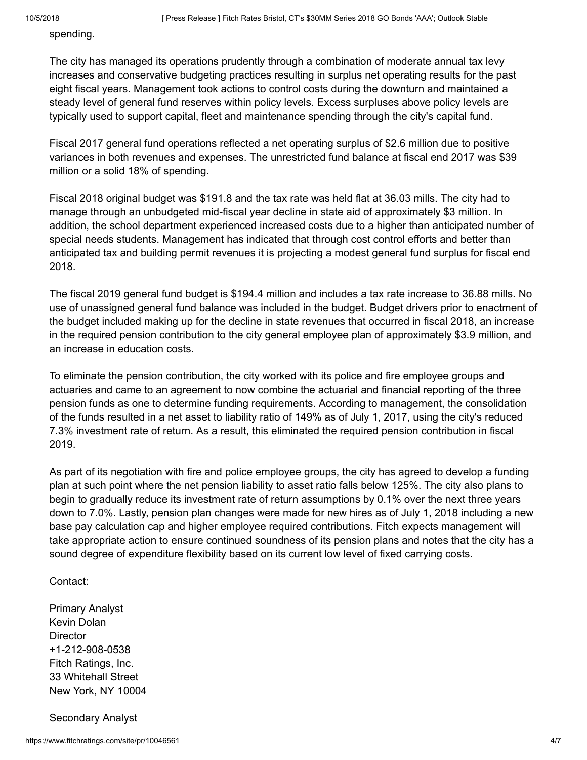spending.

The city has managed its operations prudently through a combination of moderate annual tax levy increases and conservative budgeting practices resulting in surplus net operating results for the past eight fiscal years. Management took actions to control costs during the downturn and maintained a steady level of general fund reserves within policy levels. Excess surpluses above policy levels are typically used to support capital, fleet and maintenance spending through the city's capital fund.

Fiscal 2017 general fund operations reflected a net operating surplus of $2.6 million due to positive variances in both revenues and expenses. The unrestricted fund balance at fiscal end 2017 was $39 million or a solid 18% of spending.

Fiscal 2018 original budget was $191.8 and the tax rate was held flat at 36.03 mills. The city had to manage through an unbudgeted mid-fiscal year decline in state aid of approximately $3 million. In addition, the school department experienced increased costs due to a higher than anticipated number of special needs students. Management has indicated that through cost control efforts and better than anticipated tax and building permit revenues it is projecting a modest general fund surplus for fiscal end 2018.

The fiscal 2019 general fund budget is $194.4 million and includes a tax rate increase to 36.88 mills. No use of unassigned general fund balance was included in the budget. Budget drivers prior to enactment of the budget included making up for the decline in state revenues that occurred in fiscal 2018, an increase in the required pension contribution to the city general employee plan of approximately $3.9 million, and an increase in education costs.

To eliminate the pension contribution, the city worked with its police and fire employee groups and actuaries and came to an agreement to now combine the actuarial and financial reporting of the three pension funds as one to determine funding requirements. According to management, the consolidation of the funds resulted in a net asset to liability ratio of 149% as of July 1, 2017, using the city's reduced 7.3% investment rate of return. As a result, this eliminated the required pension contribution in fiscal 2019.

As part of its negotiation with fire and police employee groups, the city has agreed to develop a funding plan at such point where the net pension liability to asset ratio falls below 125%. The city also plans to begin to gradually reduce its investment rate of return assumptions by 0.1% over the next three years down to 7.0%. Lastly, pension plan changes were made for new hires as of July 1, 2018 including a new base pay calculation cap and higher employee required contributions. Fitch expects management will take appropriate action to ensure continued soundness of its pension plans and notes that the city has a sound degree of expenditure flexibility based on its current low level of fixed carrying costs.

Contact:

Primary Analyst
Kevin Dolan
Director
+1-212-908-0538
Fitch Ratings, Inc.
33 Whitehall Street
New York, NY 10004

Secondary Analyst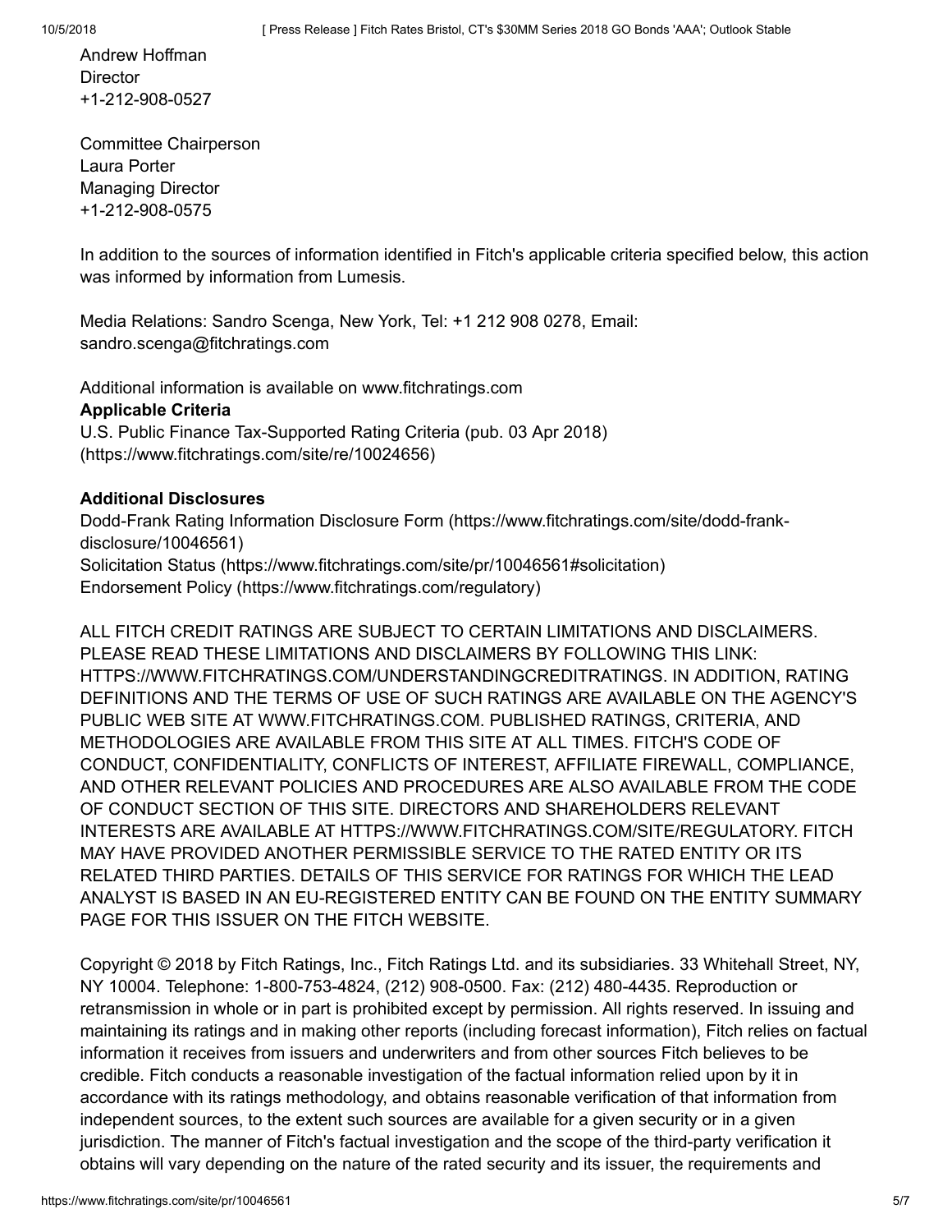Andrew Hoffman
Director
+1-212-908-0527

Committee Chairperson
Laura Porter
Managing Director
+1-212-908-0575

In addition to the sources of information identified in Fitch's applicable criteria specified below, this action was informed by information from Lumesis.

Media Relations: Sandro Scenga, New York, Tel: +1 212 908 0278, Email: sandro.scenga@fitchratings.com

Additional information is available on www.fitchratings.com

**Applicable Criteria**

U.S. Public Finance Tax-Supported Rating Criteria (pub. 03 Apr 2018) (https://www.fitchratings.com/site/re/10024656)

**Additional Disclosures**

Dodd-Frank Rating Information Disclosure Form (https://www.fitchratings.com/site/dodd-frank-disclosure/10046561)
Solicitation Status (https://www.fitchratings.com/site/pr/10046561#solicitation)
Endorsement Policy (https://www.fitchratings.com/regulatory)

ALL FITCH CREDIT RATINGS ARE SUBJECT TO CERTAIN LIMITATIONS AND DISCLAIMERS. PLEASE READ THESE LIMITATIONS AND DISCLAIMERS BY FOLLOWING THIS LINK: HTTPS://WWW.FITCHRATINGS.COM/UNDERSTANDINGCREDITRATINGS. IN ADDITION, RATING DEFINITIONS AND THE TERMS OF USE OF SUCH RATINGS ARE AVAILABLE ON THE AGENCY'S PUBLIC WEB SITE AT WWW.FITCHRATINGS.COM. PUBLISHED RATINGS, CRITERIA, AND METHODOLOGIES ARE AVAILABLE FROM THIS SITE AT ALL TIMES. FITCH'S CODE OF CONDUCT, CONFIDENTIALITY, CONFLICTS OF INTEREST, AFFILIATE FIREWALL, COMPLIANCE, AND OTHER RELEVANT POLICIES AND PROCEDURES ARE ALSO AVAILABLE FROM THE CODE OF CONDUCT SECTION OF THIS SITE. DIRECTORS AND SHAREHOLDERS RELEVANT INTERESTS ARE AVAILABLE AT HTTPS://WWW.FITCHRATINGS.COM/SITE/REGULATORY. FITCH MAY HAVE PROVIDED ANOTHER PERMISSIBLE SERVICE TO THE RATED ENTITY OR ITS RELATED THIRD PARTIES. DETAILS OF THIS SERVICE FOR RATINGS FOR WHICH THE LEAD ANALYST IS BASED IN AN EU-REGISTERED ENTITY CAN BE FOUND ON THE ENTITY SUMMARY PAGE FOR THIS ISSUER ON THE FITCH WEBSITE.

Copyright © 2018 by Fitch Ratings, Inc., Fitch Ratings Ltd. and its subsidiaries. 33 Whitehall Street, NY, NY 10004. Telephone: 1-800-753-4824, (212) 908-0500. Fax: (212) 480-4435. Reproduction or retransmission in whole or in part is prohibited except by permission. All rights reserved. In issuing and maintaining its ratings and in making other reports (including forecast information), Fitch relies on factual information it receives from issuers and underwriters and from other sources Fitch believes to be credible. Fitch conducts a reasonable investigation of the factual information relied upon by it in accordance with its ratings methodology, and obtains reasonable verification of that information from independent sources, to the extent such sources are available for a given security or in a given jurisdiction. The manner of Fitch's factual investigation and the scope of the third-party verification it obtains will vary depending on the nature of the rated security and its issuer, the requirements and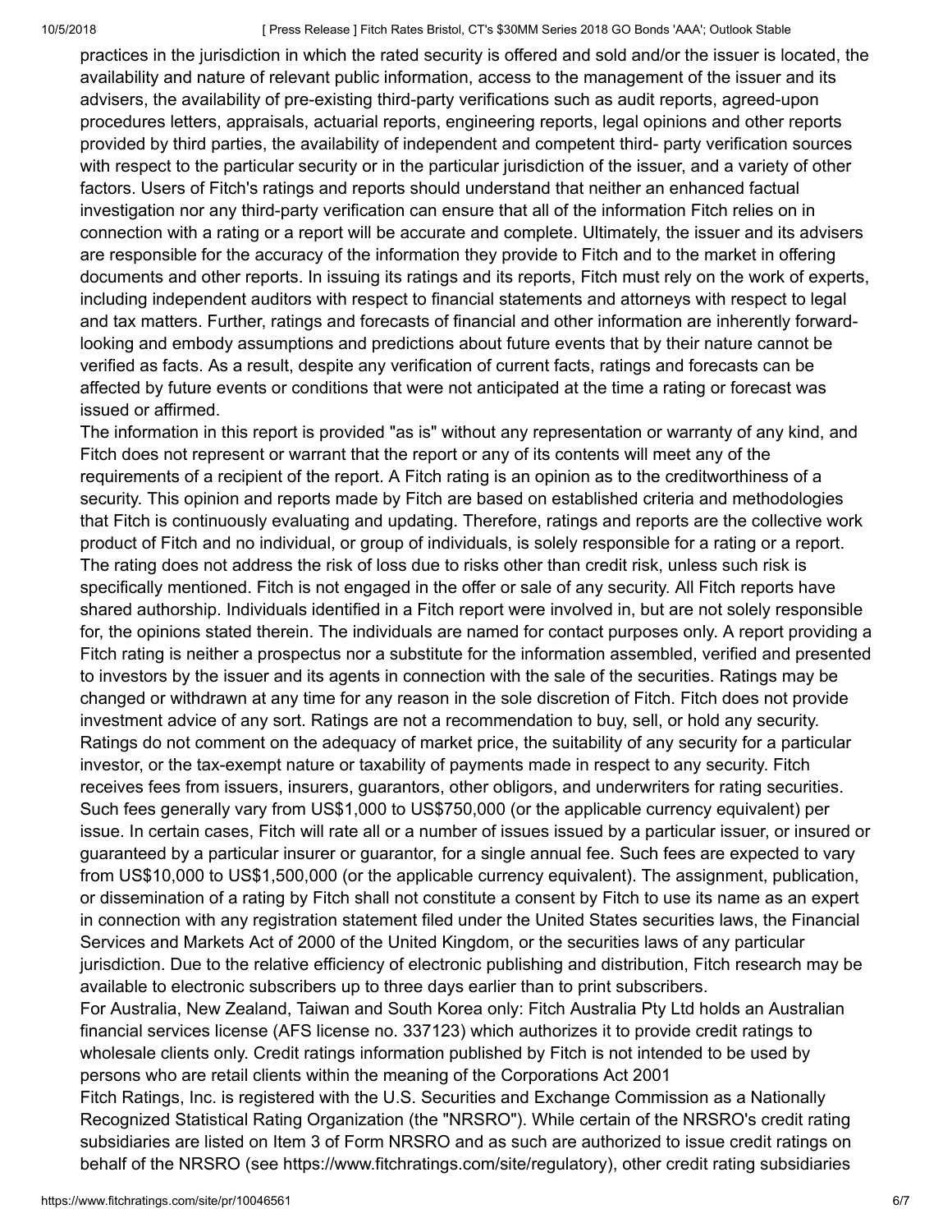practices in the jurisdiction in which the rated security is offered and sold and/or the issuer is located, the availability and nature of relevant public information, access to the management of the issuer and its advisers, the availability of pre-existing third-party verifications such as audit reports, agreed-upon procedures letters, appraisals, actuarial reports, engineering reports, legal opinions and other reports provided by third parties, the availability of independent and competent third- party verification sources with respect to the particular security or in the particular jurisdiction of the issuer, and a variety of other factors. Users of Fitch's ratings and reports should understand that neither an enhanced factual investigation nor any third-party verification can ensure that all of the information Fitch relies on in connection with a rating or a report will be accurate and complete. Ultimately, the issuer and its advisers are responsible for the accuracy of the information they provide to Fitch and to the market in offering documents and other reports. In issuing its ratings and its reports, Fitch must rely on the work of experts, including independent auditors with respect to financial statements and attorneys with respect to legal and tax matters. Further, ratings and forecasts of financial and other information are inherently forward-looking and embody assumptions and predictions about future events that by their nature cannot be verified as facts. As a result, despite any verification of current facts, ratings and forecasts can be affected by future events or conditions that were not anticipated at the time a rating or forecast was issued or affirmed.

The information in this report is provided "as is" without any representation or warranty of any kind, and Fitch does not represent or warrant that the report or any of its contents will meet any of the requirements of a recipient of the report. A Fitch rating is an opinion as to the creditworthiness of a security. This opinion and reports made by Fitch are based on established criteria and methodologies that Fitch is continuously evaluating and updating. Therefore, ratings and reports are the collective work product of Fitch and no individual, or group of individuals, is solely responsible for a rating or a report. The rating does not address the risk of loss due to risks other than credit risk, unless such risk is specifically mentioned. Fitch is not engaged in the offer or sale of any security. All Fitch reports have shared authorship. Individuals identified in a Fitch report were involved in, but are not solely responsible for, the opinions stated therein. The individuals are named for contact purposes only. A report providing a Fitch rating is neither a prospectus nor a substitute for the information assembled, verified and presented to investors by the issuer and its agents in connection with the sale of the securities. Ratings may be changed or withdrawn at any time for any reason in the sole discretion of Fitch. Fitch does not provide investment advice of any sort. Ratings are not a recommendation to buy, sell, or hold any security. Ratings do not comment on the adequacy of market price, the suitability of any security for a particular investor, or the tax-exempt nature or taxability of payments made in respect to any security. Fitch receives fees from issuers, insurers, guarantors, other obligors, and underwriters for rating securities. Such fees generally vary from US$1,000 to US$750,000 (or the applicable currency equivalent) per issue. In certain cases, Fitch will rate all or a number of issues issued by a particular issuer, or insured or guaranteed by a particular insurer or guarantor, for a single annual fee. Such fees are expected to vary from US$10,000 to US$1,500,000 (or the applicable currency equivalent). The assignment, publication, or dissemination of a rating by Fitch shall not constitute a consent by Fitch to use its name as an expert in connection with any registration statement filed under the United States securities laws, the Financial Services and Markets Act of 2000 of the United Kingdom, or the securities laws of any particular jurisdiction. Due to the relative efficiency of electronic publishing and distribution, Fitch research may be available to electronic subscribers up to three days earlier than to print subscribers.

For Australia, New Zealand, Taiwan and South Korea only: Fitch Australia Pty Ltd holds an Australian financial services license (AFS license no. 337123) which authorizes it to provide credit ratings to wholesale clients only. Credit ratings information published by Fitch is not intended to be used by persons who are retail clients within the meaning of the Corporations Act 2001

Fitch Ratings, Inc. is registered with the U.S. Securities and Exchange Commission as a Nationally Recognized Statistical Rating Organization (the "NRSRO"). While certain of the NRSRO's credit rating subsidiaries are listed on Item 3 of Form NRSRO and as such are authorized to issue credit ratings on behalf of the NRSRO (see https://www.fitchratings.com/site/regulatory), other credit rating subsidiaries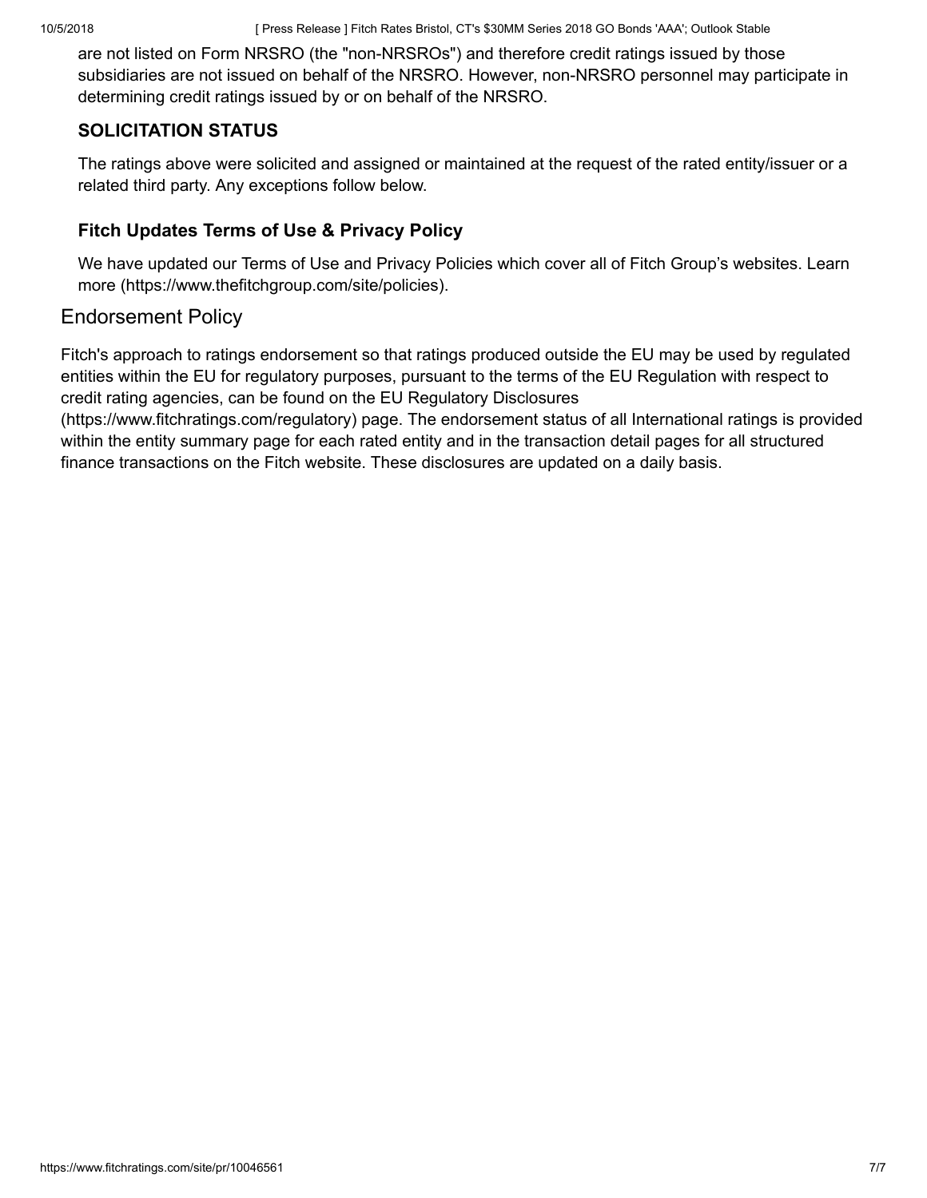are not listed on Form NRSRO (the "non-NRSROs") and therefore credit ratings issued by those subsidiaries are not issued on behalf of the NRSRO. However, non-NRSRO personnel may participate in determining credit ratings issued by or on behalf of the NRSRO.

**SOLICITATION STATUS**

The ratings above were solicited and assigned or maintained at the request of the rated entity/issuer or a related third party. Any exceptions follow below.

**Fitch Updates Terms of Use & Privacy Policy**

We have updated our Terms of Use and Privacy Policies which cover all of Fitch Group's websites. Learn more (https://www.thefitchgroup.com/site/policies).

## Endorsement Policy

Fitch's approach to ratings endorsement so that ratings produced outside the EU may be used by regulated entities within the EU for regulatory purposes, pursuant to the terms of the EU Regulation with respect to credit rating agencies, can be found on the EU Regulatory Disclosures (https://www.fitchratings.com/regulatory) page. The endorsement status of all International ratings is provided within the entity summary page for each rated entity and in the transaction detail pages for all structured finance transactions on the Fitch website. These disclosures are updated on a daily basis.